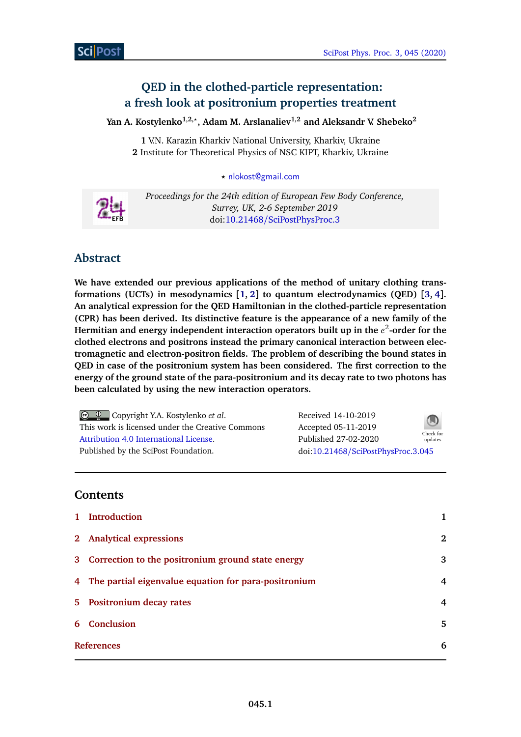# QED in the clothed-particle representation: a fresh look at positronium properties treatment

**Yan A. Kostylenko[1,2,⋆], Adam M. Arslanaliev[1,2] and Aleksandr V. Shebeko[2]**

**1** V.N. Karazin Kharkiv National University, Kharkiv, Ukraine
**2** Institute for Theoretical Physics of NSC KIPT, Kharkiv, Ukraine

⋆ nlokost@gmail.com

*Proceedings for the 24th edition of European Few Body Conference, Surrey, UK, 2-6 September 2019*
doi:10.21468/SciPostPhysProc.3

## Abstract

**We have extended our previous applications of the method of unitary clothing transformations (UCTs) in mesodynamics [1, 2] to quantum electrodynamics (QED) [3, 4]. An analytical expression for the QED Hamiltonian in the clothed-particle representation (CPR) has been derived. Its distinctive feature is the appearance of a new family of the Hermitian and energy independent interaction operators built up in the $e^2$-order for the clothed electrons and positrons instead the primary canonical interaction between electromagnetic and electron-positron fields. The problem of describing the bound states in QED in case of the positronium system has been considered. The first correction to the energy of the ground state of the para-positronium and its decay rate to two photons has been calculated by using the new interaction operators.**

Copyright Y.A. Kostylenko *et al*.
This work is licensed under the Creative Commons Attribution 4.0 International License.
Published by the SciPost Foundation.

Received 14-10-2019
Accepted 05-11-2019
Published 27-02-2020
doi:10.21468/SciPostPhysProc.3.045

## Contents

1 Introduction 1
2 Analytical expressions 2
3 Correction to the positronium ground state energy 3
4 The partial eigenvalue equation for para-positronium 4
5 Positronium decay rates 4
6 Conclusion 5
References 6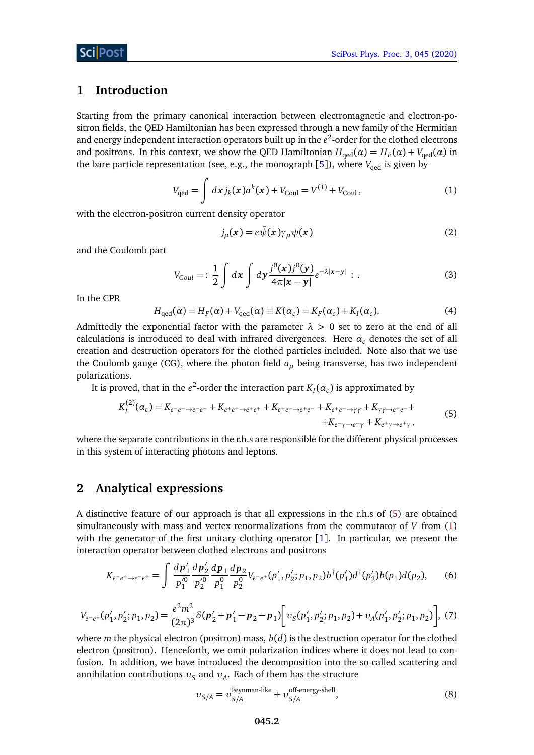## 1 Introduction

Starting from the primary canonical interaction between electromagnetic and electron-positron fields, the QED Hamiltonian has been expressed through a new family of the Hermitian and energy independent interaction operators built up in the $e^2$-order for the clothed electrons and positrons. In this context, we show the QED Hamiltonian $H_{\rm qed}(\alpha) = H_F(\alpha) + V_{\rm qed}(\alpha)$ in the bare particle representation (see, e.g., the monograph [5]), where $V_{\rm qed}$ is given by

$$V_{\rm qed} = \int d\boldsymbol{x}\, j_k(\boldsymbol{x}) a^k(\boldsymbol{x}) + V_{\rm Coul} = V^{(1)} + V_{\rm Coul}\,, \tag{1}$$

with the electron-positron current density operator

$$j_\mu(\boldsymbol{x}) = e\bar{\psi}(\boldsymbol{x})\gamma_\mu\psi(\boldsymbol{x}) \tag{2}$$

and the Coulomb part

$$V_{Coul} = :\frac{1}{2}\int d\boldsymbol{x}\int d\boldsymbol{y}\frac{j^0(\boldsymbol{x})j^0(\boldsymbol{y})}{4\pi|\boldsymbol{x}-\boldsymbol{y}|}e^{-\lambda|\boldsymbol{x}-\boldsymbol{y}|}:. \tag{3}$$

In the CPR

$$H_{\rm qed}(\alpha) = H_F(\alpha) + V_{\rm qed}(\alpha) \equiv K(\alpha_c) = K_F(\alpha_c) + K_I(\alpha_c). \tag{4}$$

Admittedly the exponential factor with the parameter $\lambda > 0$ set to zero at the end of all calculations is introduced to deal with infrared divergences. Here $\alpha_c$ denotes the set of all creation and destruction operators for the clothed particles included. Note also that we use the Coulomb gauge (CG), where the photon field $a_\mu$ being transverse, has two independent polarizations.

It is proved, that in the $e^2$-order the interaction part $K_I(\alpha_c)$ is approximated by

$$\begin{aligned} K_I^{(2)}(\alpha_c) = K_{e^-e^-\to e^-e^-} + K_{e^+e^+\to e^+e^+} + K_{e^+e^-\to e^+e^-} + K_{e^+e^-\to\gamma\gamma} + K_{\gamma\gamma\to e^+e^-} + \\ + K_{e^-\gamma\to e^-\gamma} + K_{e^+\gamma\to e^+\gamma}\,, \end{aligned} \tag{5}$$

where the separate contributions in the r.h.s are responsible for the different physical processes in this system of interacting photons and leptons.

## 2 Analytical expressions

A distinctive feature of our approach is that all expressions in the r.h.s of (5) are obtained simultaneously with mass and vertex renormalizations from the commutator of $V$ from (1) with the generator of the first unitary clothing operator [1]. In particular, we present the interaction operator between clothed electrons and positrons

$$K_{e^-e^+\to e^-e^+} = \int \frac{d\boldsymbol{p}_1'}{p_1'^0}\frac{d\boldsymbol{p}_2'}{p_2'^0}\frac{d\boldsymbol{p}_1}{p_1^0}\frac{d\boldsymbol{p}_2}{p_2^0} V_{e^-e^+}(p_1',p_2';p_1,p_2) b^\dagger(p_1')d^\dagger(p_2')b(p_1)d(p_2), \tag{6}$$

$$V_{e^-e^+}(p_1',p_2';p_1,p_2) = \frac{e^2m^2}{(2\pi)^3}\delta(\boldsymbol{p}_2'+\boldsymbol{p}_1'-\boldsymbol{p}_2-\boldsymbol{p}_1)\Big[\upsilon_S(p_1',p_2';p_1,p_2)+\upsilon_A(p_1',p_2';p_1,p_2)\Big], \tag{7}$$

where $m$ the physical electron (positron) mass, $b(d)$ is the destruction operator for the clothed electron (positron). Henceforth, we omit polarization indices where it does not lead to confusion. In addition, we have introduced the decomposition into the so-called scattering and annihilation contributions $\upsilon_S$ and $\upsilon_A$. Each of them has the structure

$$\upsilon_{S/A} = \upsilon_{S/A}^{\text{Feynman-like}} + \upsilon_{S/A}^{\text{off-energy-shell}}, \tag{8}$$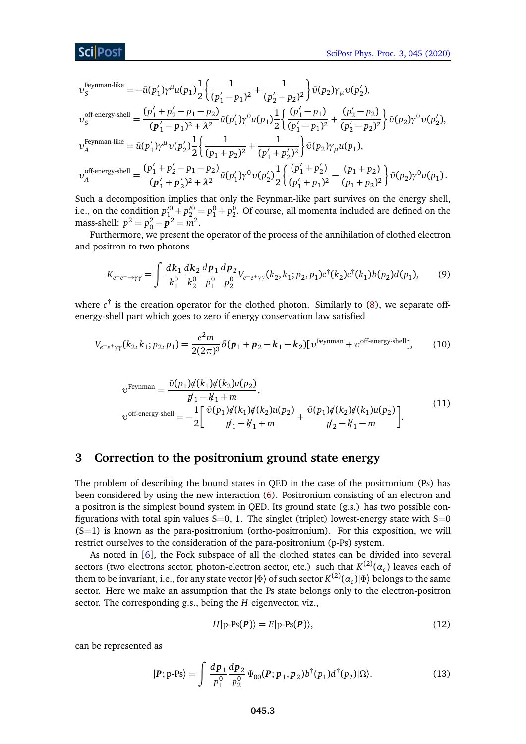$$
\begin{aligned}
v_S^{\text{Feynman-like}} &= -\bar{u}(p_1')\gamma^\mu u(p_1)\frac{1}{2}\left\{\frac{1}{(p_1'-p_1)^2}+\frac{1}{(p_2'-p_2)^2}\right\}\bar{v}(p_2)\gamma_\mu v(p_2'),\\
v_S^{\text{off-energy-shell}} &= \frac{(p_1'+p_2'-p_1-p_2)}{(\boldsymbol{p}_1'-\boldsymbol{p}_1)^2+\lambda^2}\bar{u}(p_1')\gamma^0 u(p_1)\frac{1}{2}\left\{\frac{(p_1'-p_1)}{(p_1'-p_1)^2}+\frac{(p_2'-p_2)}{(p_2'-p_2)^2}\right\}\bar{v}(p_2)\gamma^0 v(p_2'),\\
v_A^{\text{Feynman-like}} &= \bar{u}(p_1')\gamma^\mu v(p_2')\frac{1}{2}\left\{\frac{1}{(p_1+p_2)^2}+\frac{1}{(p_1'+p_2')^2}\right\}\bar{v}(p_2)\gamma_\mu u(p_1),\\
v_A^{\text{off-energy-shell}} &= \frac{(p_1'+p_2'-p_1-p_2)}{(\boldsymbol{p}_1'+\boldsymbol{p}_2')^2+\lambda^2}\bar{u}(p_1')\gamma^0 v(p_2')\frac{1}{2}\left\{\frac{(p_1'+p_2')}{(p_1'+p_1)^2}-\frac{(p_1+p_2)}{(p_1+p_2)^2}\right\}\bar{v}(p_2)\gamma^0 u(p_1).
\end{aligned}
$$

Such a decomposition implies that only the Feynman-like part survives on the energy shell, i.e., on the condition $p_1'^0 + p_2'^0 = p_1^0 + p_2^0$. Of course, all momenta included are defined on the mass-shell: $p^2 = p_0^2 - \boldsymbol{p}^2 = m^2$.

Furthermore, we present the operator of the process of the annihilation of clothed electron and positron to two photons

$$
K_{e^-e^+\to\gamma\gamma} = \int \frac{d\boldsymbol{k}_1}{k_1^0}\frac{d\boldsymbol{k}_2}{k_2^0}\frac{d\boldsymbol{p}_1}{p_1^0}\frac{d\boldsymbol{p}_2}{p_2^0} V_{e^-e^+\gamma\gamma}(k_2,k_1;p_2,p_1)c^\dagger(k_2)c^\dagger(k_1)b(p_2)d(p_1), \tag{9}
$$

where $c^\dagger$ is the creation operator for the clothed photon. Similarly to (8), we separate off-energy-shell part which goes to zero if energy conservation law satisfied

$$
V_{e^-e^+\gamma\gamma}(k_2,k_1;p_2,p_1) = \frac{e^2 m}{2(2\pi)^3}\delta(\boldsymbol{p}_1+\boldsymbol{p}_2-\boldsymbol{k}_1-\boldsymbol{k}_2)[v^{\text{Feynman}}+v^{\text{off-energy-shell}}], \tag{10}
$$

$$
\begin{aligned}
v^{\text{Feynman}} &= \frac{\bar{v}(p_1)\not{e}(k_1)\not{e}(k_2)u(p_2)}{\not{p}_1-\not{k}_1+m},\\
v^{\text{off-energy-shell}} &= -\frac{1}{2}\left[\frac{\bar{v}(p_1)\not{e}(k_1)\not{e}(k_2)u(p_2)}{\not{p}_1-\not{k}_1+m}+\frac{\bar{v}(p_1)\not{e}(k_2)\not{e}(k_1)u(p_2)}{\not{p}_2-\not{k}_1-m}\right].
\end{aligned} \tag{11}
$$

## 3 Correction to the positronium ground state energy

The problem of describing the bound states in QED in the case of the positronium (Ps) has been considered by using the new interaction (6). Positronium consisting of an electron and a positron is the simplest bound system in QED. Its ground state (g.s.) has two possible configurations with total spin values S=0, 1. The singlet (triplet) lowest-energy state with S=0 (S=1) is known as the para-positronium (ortho-positronium). For this exposition, we will restrict ourselves to the consideration of the para-positronium (p-Ps) system.

As noted in [6], the Fock subspace of all the clothed states can be divided into several sectors (two electrons sector, photon-electron sector, etc.) such that $K^{(2)}(\alpha_c)$ leaves each of them to be invariant, i.e., for any state vector $|\Phi\rangle$ of such sector $K^{(2)}(\alpha_c)|\Phi\rangle$ belongs to the same sector. Here we make an assumption that the Ps state belongs only to the electron-positron sector. The corresponding g.s., being the $H$ eigenvector, viz.,

$$
H|\text{p-Ps}(\boldsymbol{P})\rangle = E|\text{p-Ps}(\boldsymbol{P})\rangle, \tag{12}
$$

can be represented as

$$
|\boldsymbol{P};\text{p-Ps}\rangle = \int \frac{d\boldsymbol{p}_1}{p_1^0}\frac{d\boldsymbol{p}_2}{p_2^0}\Psi_{00}(\boldsymbol{P};\boldsymbol{p}_1,\boldsymbol{p}_2)b^\dagger(p_1)d^\dagger(p_2)|\Omega\rangle. \tag{13}
$$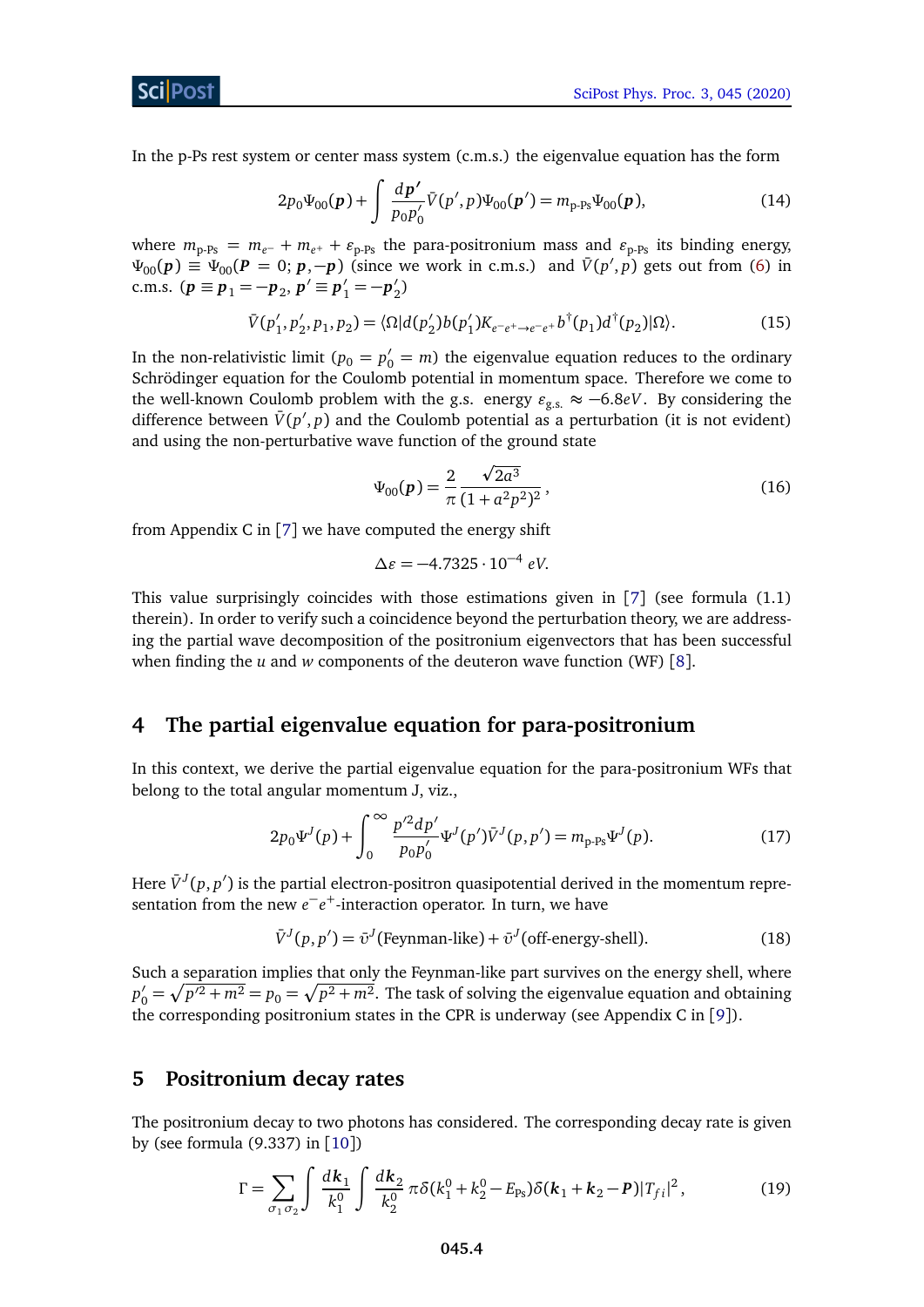In the p-Ps rest system or center mass system (c.m.s.) the eigenvalue equation has the form

$$2p_0\Psi_{00}(\boldsymbol{p}) + \int \frac{d\boldsymbol{p}'}{p_0 p_0'} \bar{V}(p',p)\Psi_{00}(\boldsymbol{p}') = m_{\text{p-Ps}}\Psi_{00}(\boldsymbol{p}), \tag{14}$$

where $m_{\text{p-Ps}} = m_{e^-} + m_{e^+} + \varepsilon_{\text{p-Ps}}$ the para-positronium mass and $\varepsilon_{\text{p-Ps}}$ its binding energy, $\Psi_{00}(\boldsymbol{p}) \equiv \Psi_{00}(\boldsymbol{P} = 0; \boldsymbol{p}, -\boldsymbol{p})$ (since we work in c.m.s.) and $\bar{V}(p',p)$ gets out from (6) in c.m.s. ($\boldsymbol{p} \equiv \boldsymbol{p}_1 = -\boldsymbol{p}_2$, $\boldsymbol{p}' \equiv \boldsymbol{p}_1' = -\boldsymbol{p}_2'$)

$$\bar{V}(p_1', p_2', p_1, p_2) = \langle \Omega | d(p_2') b(p_1') K_{e^-e^+ \to e^-e^+} b^\dagger(p_1) d^\dagger(p_2) | \Omega \rangle. \tag{15}$$

In the non-relativistic limit ($p_0 = p_0' = m$) the eigenvalue equation reduces to the ordinary Schrödinger equation for the Coulomb potential in momentum space. Therefore we come to the well-known Coulomb problem with the g.s. energy $\varepsilon_{\text{g.s.}} \approx -6.8eV$. By considering the difference between $\bar{V}(p',p)$ and the Coulomb potential as a perturbation (it is not evident) and using the non-perturbative wave function of the ground state

$$\Psi_{00}(\boldsymbol{p}) = \frac{2}{\pi} \frac{\sqrt{2a^3}}{(1 + a^2 p^2)^2}, \tag{16}$$

from Appendix C in [7] we have computed the energy shift

$$\Delta\varepsilon = -4.7325 \cdot 10^{-4}\ eV.$$

This value surprisingly coincides with those estimations given in [7] (see formula (1.1) therein). In order to verify such a coincidence beyond the perturbation theory, we are addressing the partial wave decomposition of the positronium eigenvectors that has been successful when finding the $u$ and $w$ components of the deuteron wave function (WF) [8].

## 4 The partial eigenvalue equation for para-positronium

In this context, we derive the partial eigenvalue equation for the para-positronium WFs that belong to the total angular momentum J, viz.,

$$2p_0\Psi^J(p) + \int_0^\infty \frac{p'^2 dp'}{p_0 p_0'} \Psi^J(p') \bar{V}^J(p,p') = m_{\text{p-Ps}}\Psi^J(p). \tag{17}$$

Here $\bar{V}^J(p,p')$ is the partial electron-positron quasipotential derived in the momentum representation from the new $e^-e^+$-interaction operator. In turn, we have

$$\bar{V}^J(p,p') = \bar{v}^J(\text{Feynman-like}) + \bar{v}^J(\text{off-energy-shell}). \tag{18}$$

Such a separation implies that only the Feynman-like part survives on the energy shell, where $p_0' = \sqrt{p'^2 + m^2} = p_0 = \sqrt{p^2 + m^2}$. The task of solving the eigenvalue equation and obtaining the corresponding positronium states in the CPR is underway (see Appendix C in [9]).

## 5 Positronium decay rates

The positronium decay to two photons has considered. The corresponding decay rate is given by (see formula (9.337) in [10])

$$\Gamma = \sum_{\sigma_1 \sigma_2} \int \frac{d\boldsymbol{k}_1}{k_1^0} \int \frac{d\boldsymbol{k}_2}{k_2^0}\, \pi\delta(k_1^0 + k_2^0 - E_{\text{Ps}})\delta(\boldsymbol{k}_1 + \boldsymbol{k}_2 - \boldsymbol{P})|T_{fi}|^2, \tag{19}$$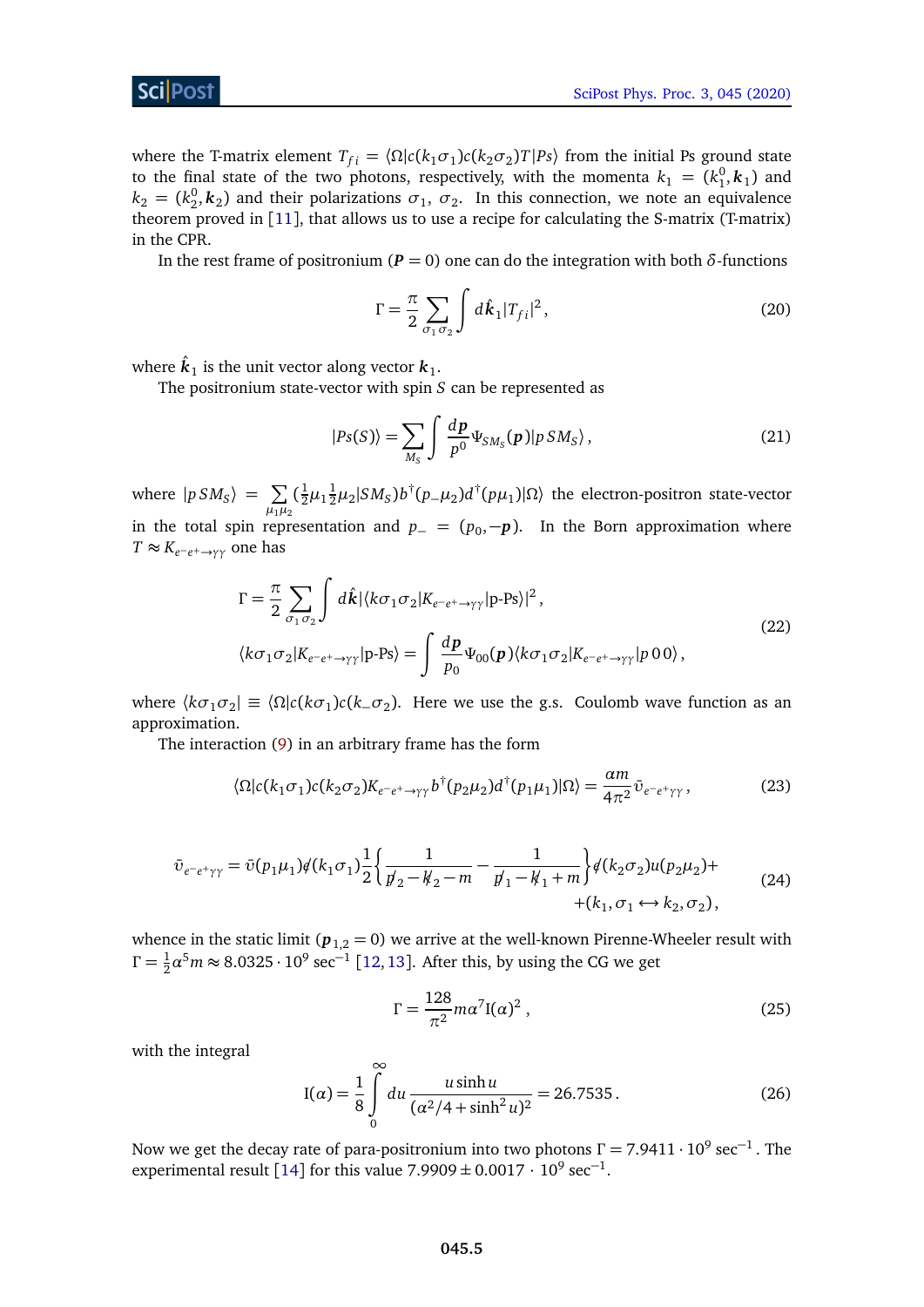where the T-matrix element $T_{fi} = \langle\Omega|c(k_1\sigma_1)c(k_2\sigma_2)T|Ps\rangle$ from the initial Ps ground state to the final state of the two photons, respectively, with the momenta $k_1 = (k_1^0, \boldsymbol{k}_1)$ and $k_2 = (k_2^0, \boldsymbol{k}_2)$ and their polarizations $\sigma_1$, $\sigma_2$. In this connection, we note an equivalence theorem proved in [11], that allows us to use a recipe for calculating the S-matrix (T-matrix) in the CPR.

In the rest frame of positronium ($\boldsymbol{P} = 0$) one can do the integration with both $\delta$-functions

$$\Gamma = \frac{\pi}{2}\sum_{\sigma_1\sigma_2}\int d\hat{\boldsymbol{k}}_1 |T_{fi}|^2\,, \tag{20}$$

where $\hat{\boldsymbol{k}}_1$ is the unit vector along vector $\boldsymbol{k}_1$.

The positronium state-vector with spin $S$ can be represented as

$$|Ps(S)\rangle = \sum_{M_S}\int \frac{d\boldsymbol{p}}{p^0}\Psi_{SM_S}(\boldsymbol{p})|p\, SM_S\rangle\,, \tag{21}$$

where $|p\, SM_S\rangle = \sum_{\mu_1\mu_2}(\tfrac{1}{2}\mu_1\tfrac{1}{2}\mu_2|SM_S)b^\dagger(p_-\mu_2)d^\dagger(p\mu_1)|\Omega\rangle$ the electron-positron state-vector in the total spin representation and $p_- = (p_0, -\boldsymbol{p})$. In the Born approximation where $T \approx K_{e^-e^+\to\gamma\gamma}$ one has

$$\begin{aligned}
\Gamma &= \frac{\pi}{2}\sum_{\sigma_1\sigma_2}\int d\hat{\boldsymbol{k}} |\langle k\sigma_1\sigma_2|K_{e^-e^+\to\gamma\gamma}|\text{p-Ps}\rangle|^2\,,\\
\langle k\sigma_1\sigma_2|K_{e^-e^+\to\gamma\gamma}|\text{p-Ps}\rangle &= \int\frac{d\boldsymbol{p}}{p_0}\Psi_{00}(\boldsymbol{p})\langle k\sigma_1\sigma_2|K_{e^-e^+\to\gamma\gamma}|p\,0\,0\rangle\,,
\end{aligned} \tag{22}$$

where $\langle k\sigma_1\sigma_2| \equiv \langle\Omega|c(k\sigma_1)c(k_-\sigma_2)$. Here we use the g.s. Coulomb wave function as an approximation.

The interaction (9) in an arbitrary frame has the form

$$\langle\Omega|c(k_1\sigma_1)c(k_2\sigma_2)K_{e^-e^+\to\gamma\gamma}b^\dagger(p_2\mu_2)d^\dagger(p_1\mu_1)|\Omega\rangle = \frac{\alpha m}{4\pi^2}\bar{\upsilon}_{e^-e^+\gamma\gamma}\,, \tag{23}$$

$$\begin{aligned}
\bar{\upsilon}_{e^-e^+\gamma\gamma} = \bar{\upsilon}(p_1\mu_1)\not{\epsilon}(k_1\sigma_1)\frac{1}{2}\left\{\frac{1}{\not{p}_2 - \not{k}_2 - m} - \frac{1}{\not{p}_1 - \not{k}_1 + m}\right\}\not{\epsilon}(k_2\sigma_2)u(p_2\mu_2) +\\
+(k_1,\sigma_1 \leftrightarrow k_2,\sigma_2)\,,
\end{aligned} \tag{24}$$

whence in the static limit ($\boldsymbol{p}_{1,2} = 0$) we arrive at the well-known Pirenne-Wheeler result with $\Gamma = \frac{1}{2}\alpha^5 m \approx 8.0325\cdot 10^9\ \text{sec}^{-1}$ [12, 13]. After this, by using the CG we get

$$\Gamma = \frac{128}{\pi^2}m\alpha^7 \mathrm{I}(\alpha)^2\,, \tag{25}$$

with the integral

$$\mathrm{I}(\alpha) = \frac{1}{8}\int_0^\infty du\,\frac{u\sinh u}{(\alpha^2/4 + \sinh^2 u)^2} = 26.7535\,. \tag{26}$$

Now we get the decay rate of para-positronium into two photons $\Gamma = 7.9411\cdot 10^9\ \text{sec}^{-1}$. The experimental result [14] for this value $7.9909 \pm 0.0017\cdot 10^9\ \text{sec}^{-1}$.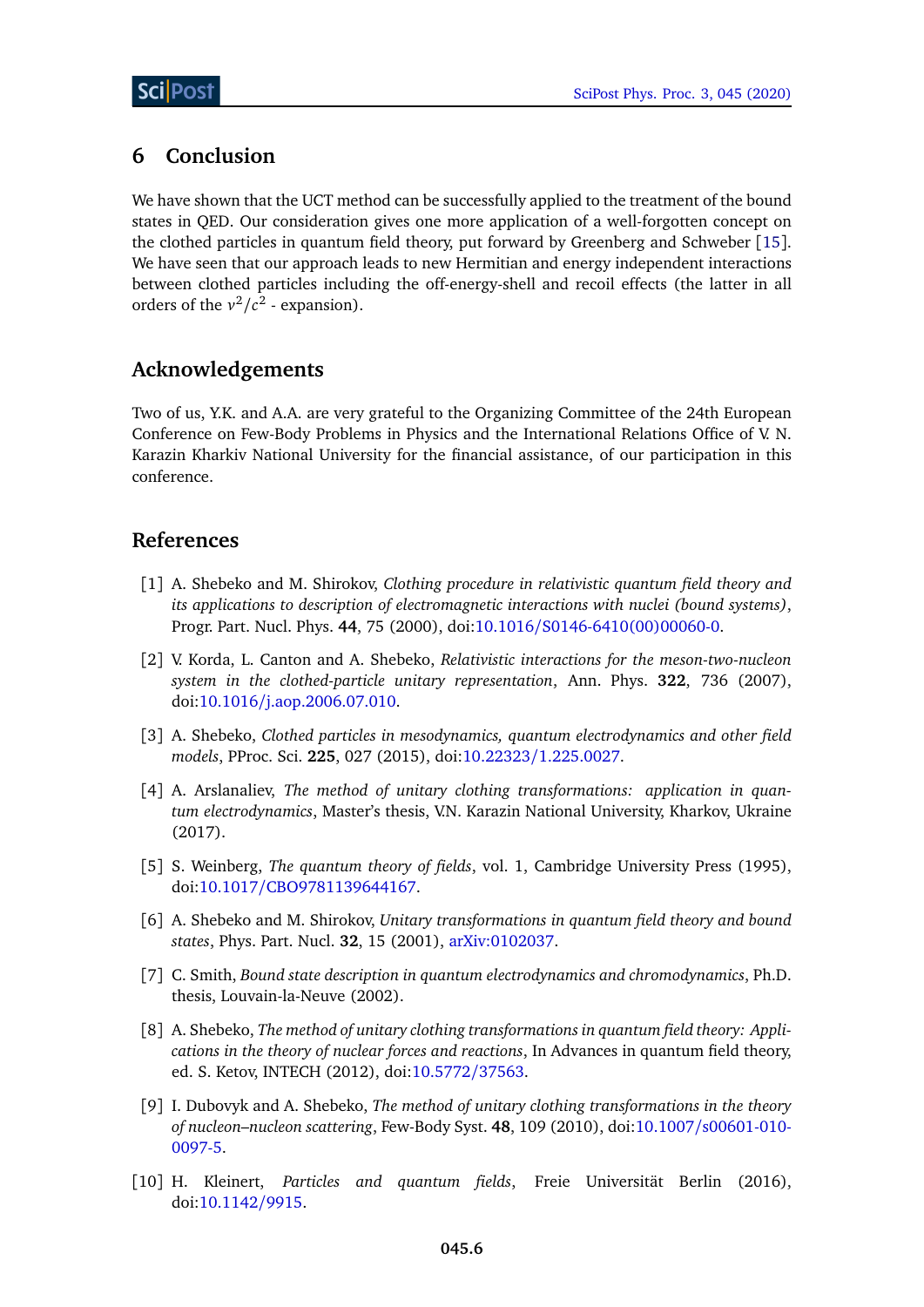## 6 Conclusion

We have shown that the UCT method can be successfully applied to the treatment of the bound states in QED. Our consideration gives one more application of a well-forgotten concept on the clothed particles in quantum field theory, put forward by Greenberg and Schweber [15]. We have seen that our approach leads to new Hermitian and energy independent interactions between clothed particles including the off-energy-shell and recoil effects (the latter in all orders of the $v^2/c^2$ - expansion).

## Acknowledgements

Two of us, Y.K. and A.A. are very grateful to the Organizing Committee of the 24th European Conference on Few-Body Problems in Physics and the International Relations Office of V. N. Karazin Kharkiv National University for the financial assistance, of our participation in this conference.

## References

[1] A. Shebeko and M. Shirokov, *Clothing procedure in relativistic quantum field theory and its applications to description of electromagnetic interactions with nuclei (bound systems)*, Progr. Part. Nucl. Phys. **44**, 75 (2000), doi:10.1016/S0146-6410(00)00060-0.

[2] V. Korda, L. Canton and A. Shebeko, *Relativistic interactions for the meson-two-nucleon system in the clothed-particle unitary representation*, Ann. Phys. **322**, 736 (2007), doi:10.1016/j.aop.2006.07.010.

[3] A. Shebeko, *Clothed particles in mesodynamics, quantum electrodynamics and other field models*, PProc. Sci. **225**, 027 (2015), doi:10.22323/1.225.0027.

[4] A. Arslanaliev, *The method of unitary clothing transformations: application in quantum electrodynamics*, Master's thesis, V.N. Karazin National University, Kharkov, Ukraine (2017).

[5] S. Weinberg, *The quantum theory of fields*, vol. 1, Cambridge University Press (1995), doi:10.1017/CBO9781139644167.

[6] A. Shebeko and M. Shirokov, *Unitary transformations in quantum field theory and bound states*, Phys. Part. Nucl. **32**, 15 (2001), arXiv:0102037.

[7] C. Smith, *Bound state description in quantum electrodynamics and chromodynamics*, Ph.D. thesis, Louvain-la-Neuve (2002).

[8] A. Shebeko, *The method of unitary clothing transformations in quantum field theory: Applications in the theory of nuclear forces and reactions*, In Advances in quantum field theory, ed. S. Ketov, INTECH (2012), doi:10.5772/37563.

[9] I. Dubovyk and A. Shebeko, *The method of unitary clothing transformations in the theory of nucleon–nucleon scattering*, Few-Body Syst. **48**, 109 (2010), doi:10.1007/s00601-010-0097-5.

[10] H. Kleinert, *Particles and quantum fields*, Freie Universität Berlin (2016), doi:10.1142/9915.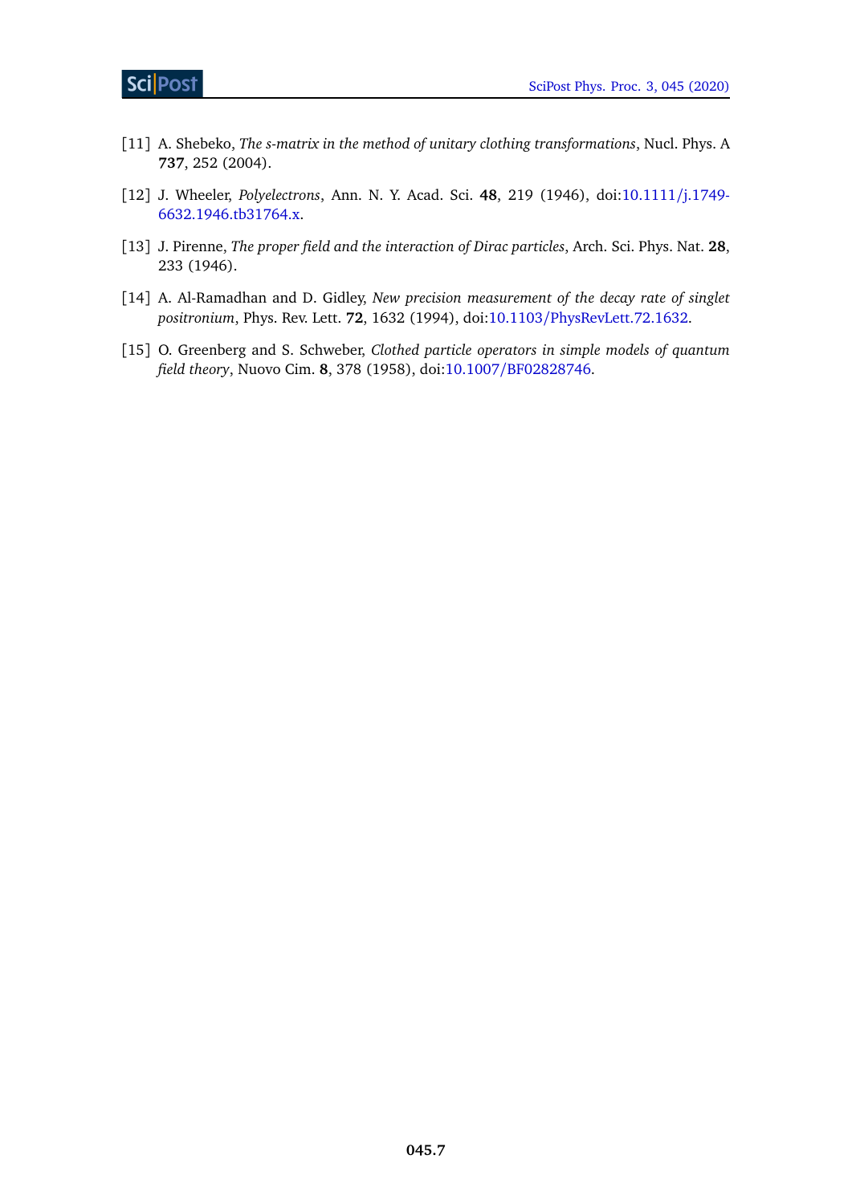[11] A. Shebeko, *The s-matrix in the method of unitary clothing transformations*, Nucl. Phys. A **737**, 252 (2004).

[12] J. Wheeler, *Polyelectrons*, Ann. N. Y. Acad. Sci. **48**, 219 (1946), doi:10.1111/j.1749-6632.1946.tb31764.x.

[13] J. Pirenne, *The proper field and the interaction of Dirac particles*, Arch. Sci. Phys. Nat. **28**, 233 (1946).

[14] A. Al-Ramadhan and D. Gidley, *New precision measurement of the decay rate of singlet positronium*, Phys. Rev. Lett. **72**, 1632 (1994), doi:10.1103/PhysRevLett.72.1632.

[15] O. Greenberg and S. Schweber, *Clothed particle operators in simple models of quantum field theory*, Nuovo Cim. **8**, 378 (1958), doi:10.1007/BF02828746.